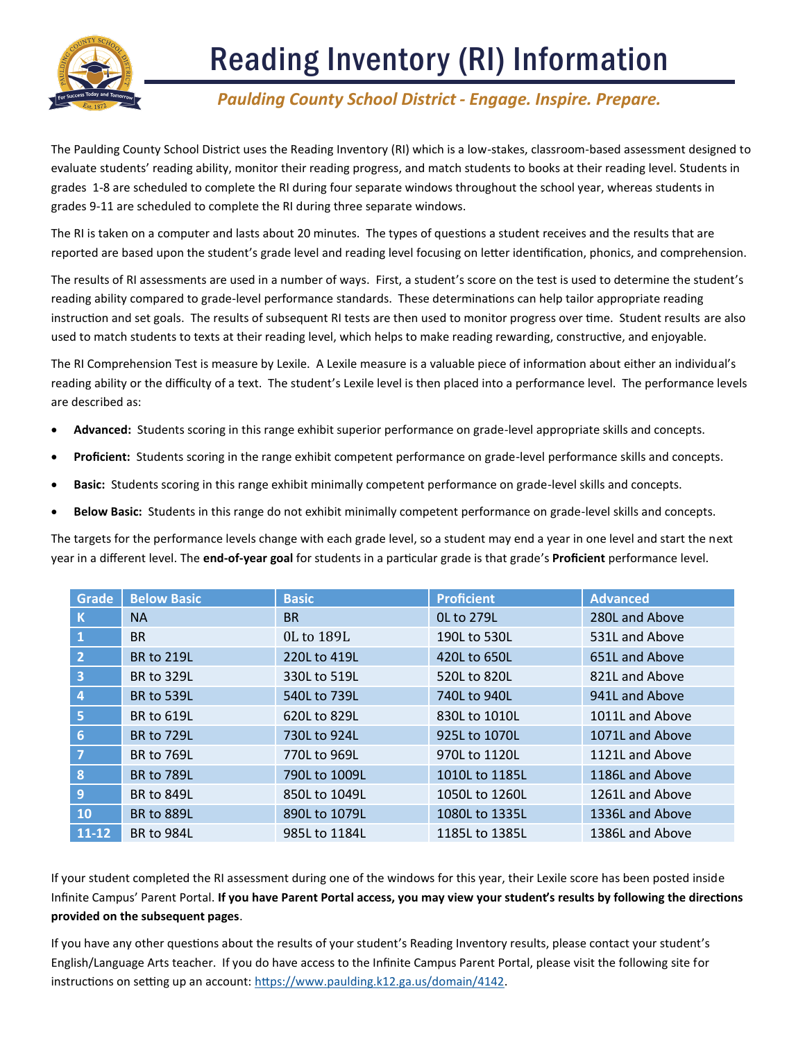# Reading Inventory (RI) Information

***Paulding County School District - Engage. Inspire. Prepare.***

The Paulding County School District uses the Reading Inventory (RI) which is a low-stakes, classroom-based assessment designed to evaluate students' reading ability, monitor their reading progress, and match students to books at their reading level. Students in grades 1-8 are scheduled to complete the RI during four separate windows throughout the school year, whereas students in grades 9-11 are scheduled to complete the RI during three separate windows.

The RI is taken on a computer and lasts about 20 minutes. The types of questions a student receives and the results that are reported are based upon the student's grade level and reading level focusing on letter identification, phonics, and comprehension.

The results of RI assessments are used in a number of ways. First, a student's score on the test is used to determine the student's reading ability compared to grade-level performance standards. These determinations can help tailor appropriate reading instruction and set goals. The results of subsequent RI tests are then used to monitor progress over time. Student results are also used to match students to texts at their reading level, which helps to make reading rewarding, constructive, and enjoyable.

The RI Comprehension Test is measure by Lexile. A Lexile measure is a valuable piece of information about either an individual's reading ability or the difficulty of a text. The student's Lexile level is then placed into a performance level. The performance levels are described as:

- **Advanced:** Students scoring in this range exhibit superior performance on grade-level appropriate skills and concepts.
- **Proficient:** Students scoring in the range exhibit competent performance on grade-level performance skills and concepts.
- **Basic:** Students scoring in this range exhibit minimally competent performance on grade-level skills and concepts.
- **Below Basic:** Students in this range do not exhibit minimally competent performance on grade-level skills and concepts.

The targets for the performance levels change with each grade level, so a student may end a year in one level and start the next year in a different level. The **end-of-year goal** for students in a particular grade is that grade's **Proficient** performance level.

| Grade | Below Basic | Basic | Proficient | Advanced |
|---|---|---|---|---|
| K | NA | BR | 0L to 279L | 280L and Above |
| 1 | BR | 0L to 189L | 190L to 530L | 531L and Above |
| 2 | BR to 219L | 220L to 419L | 420L to 650L | 651L and Above |
| 3 | BR to 329L | 330L to 519L | 520L to 820L | 821L and Above |
| 4 | BR to 539L | 540L to 739L | 740L to 940L | 941L and Above |
| 5 | BR to 619L | 620L to 829L | 830L to 1010L | 1011L and Above |
| 6 | BR to 729L | 730L to 924L | 925L to 1070L | 1071L and Above |
| 7 | BR to 769L | 770L to 969L | 970L to 1120L | 1121L and Above |
| 8 | BR to 789L | 790L to 1009L | 1010L to 1185L | 1186L and Above |
| 9 | BR to 849L | 850L to 1049L | 1050L to 1260L | 1261L and Above |
| 10 | BR to 889L | 890L to 1079L | 1080L to 1335L | 1336L and Above |
| 11-12 | BR to 984L | 985L to 1184L | 1185L to 1385L | 1386L and Above |

If your student completed the RI assessment during one of the windows for this year, their Lexile score has been posted inside Infinite Campus' Parent Portal. **If you have Parent Portal access, you may view your student's results by following the directions provided on the subsequent pages**.

If you have any other questions about the results of your student's Reading Inventory results, please contact your student's English/Language Arts teacher. If you do have access to the Infinite Campus Parent Portal, please visit the following site for instructions on setting up an account: https://www.paulding.k12.ga.us/domain/4142.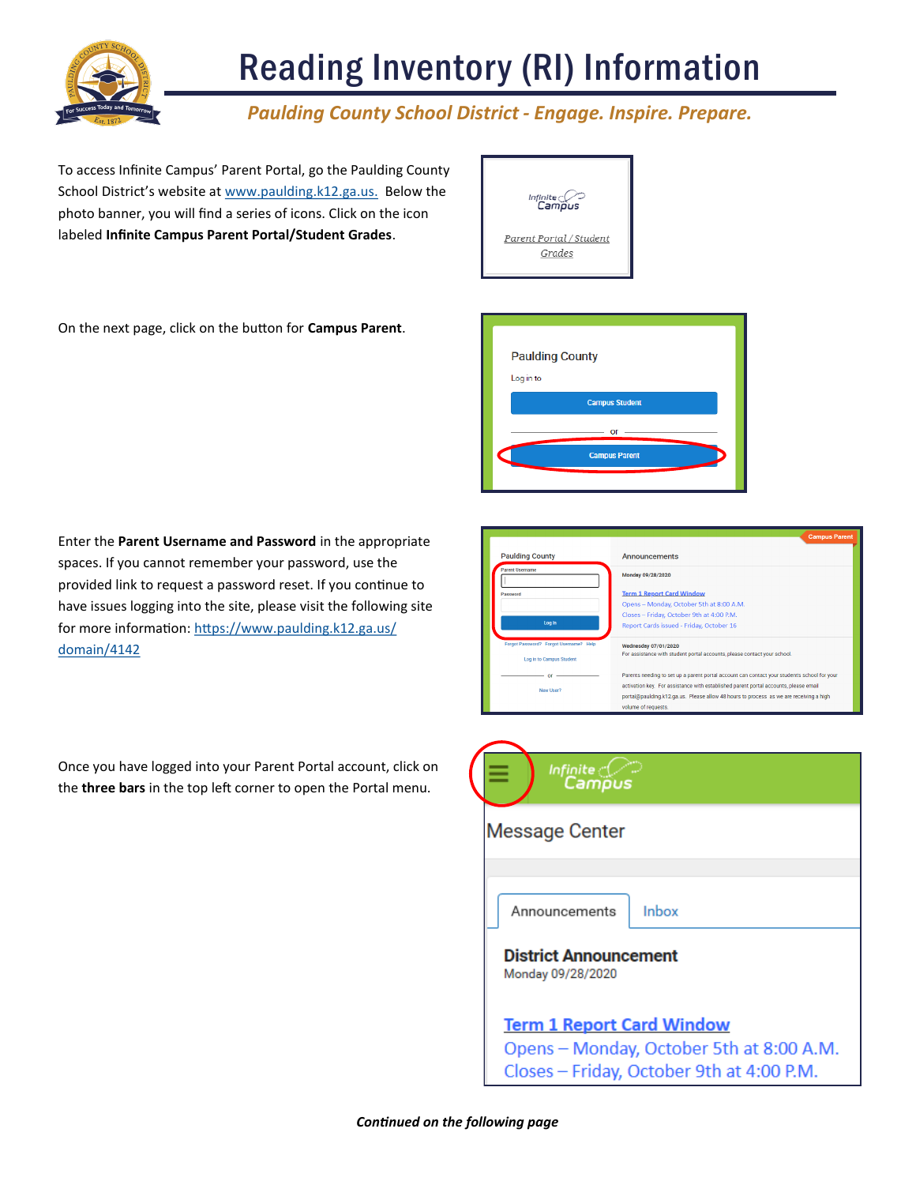# Reading Inventory (RI) Information

*Paulding County School District - Engage. Inspire. Prepare.*

To access Infinite Campus' Parent Portal, go the Paulding County School District's website at www.paulding.k12.ga.us. Below the photo banner, you will find a series of icons. Click on the icon labeled **Infinite Campus Parent Portal/Student Grades**.

On the next page, click on the button for **Campus Parent**.

Enter the **Parent Username and Password** in the appropriate spaces. If you cannot remember your password, use the provided link to request a password reset. If you continue to have issues logging into the site, please visit the following site for more information: https://www.paulding.k12.ga.us/domain/4142

Once you have logged into your Parent Portal account, click on the **three bars** in the top left corner to open the Portal menu.

***Continued on the following page***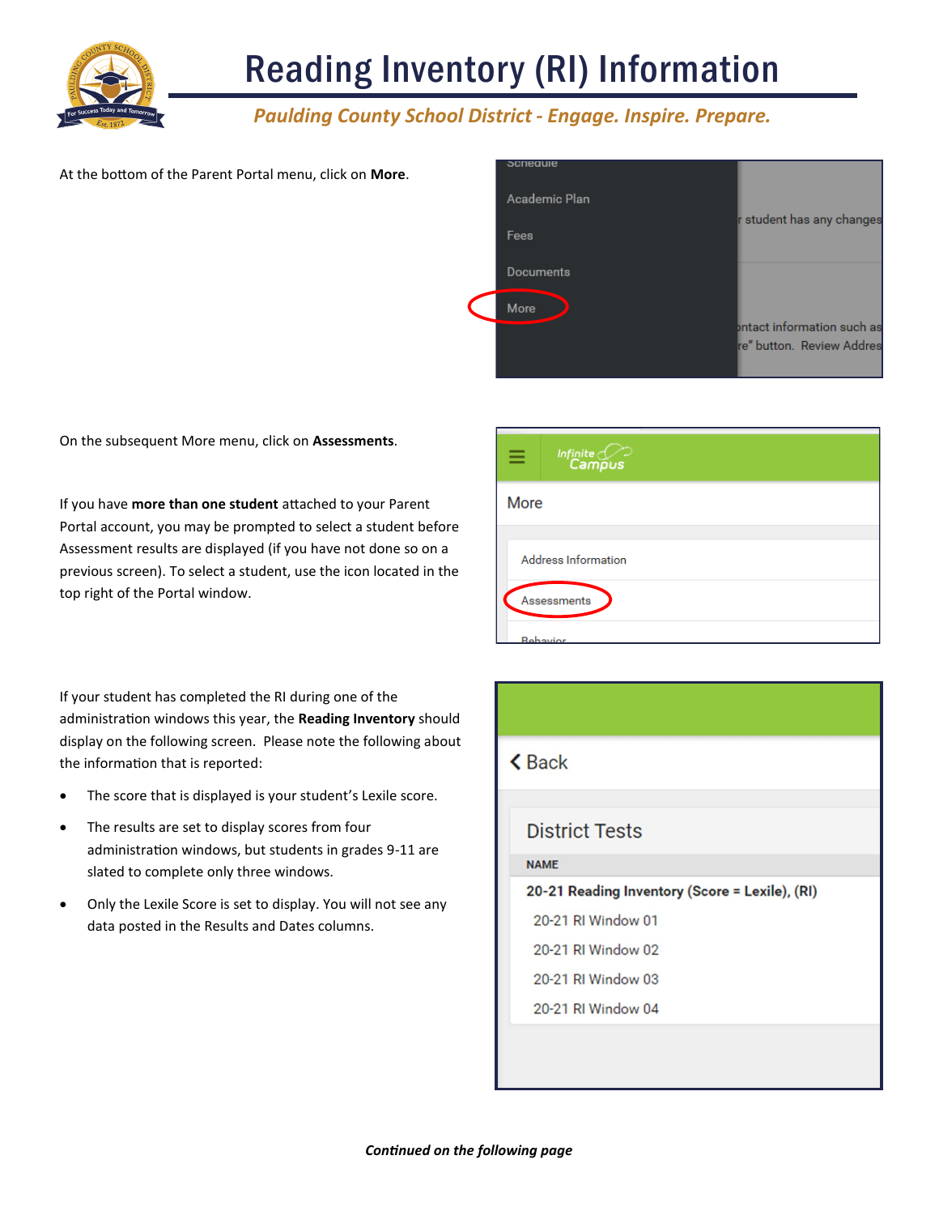# Reading Inventory (RI) Information

*Paulding County School District - Engage. Inspire. Prepare.*

At the bottom of the Parent Portal menu, click on **More**.

On the subsequent More menu, click on **Assessments**.

If you have **more than one student** attached to your Parent Portal account, you may be prompted to select a student before Assessment results are displayed (if you have not done so on a previous screen). To select a student, use the icon located in the top right of the Portal window.

If your student has completed the RI during one of the administration windows this year, the **Reading Inventory** should display on the following screen. Please note the following about the information that is reported:

- The score that is displayed is your student's Lexile score.
- The results are set to display scores from four administration windows, but students in grades 9-11 are slated to complete only three windows.
- Only the Lexile Score is set to display. You will not see any data posted in the Results and Dates columns.

***Continued on the following page***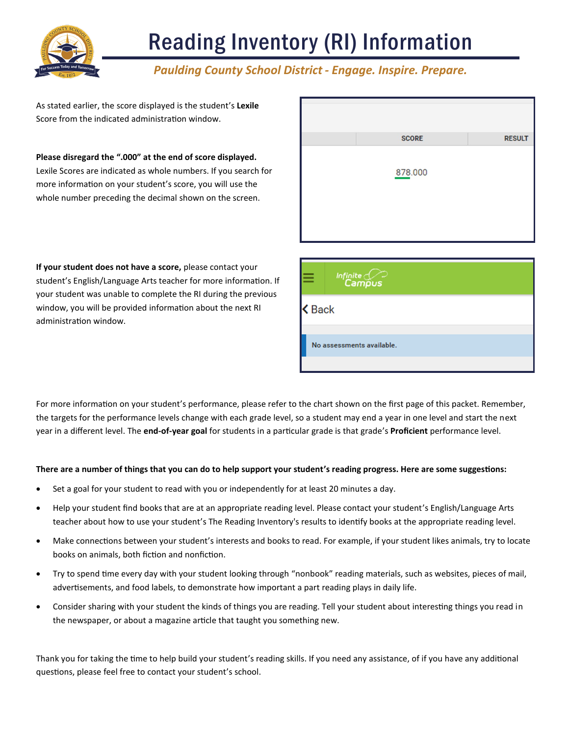# Reading Inventory (RI) Information

*Paulding County School District - Engage. Inspire. Prepare.*

As stated earlier, the score displayed is the student's **Lexile** Score from the indicated administration window.

**Please disregard the ".000" at the end of score displayed.** Lexile Scores are indicated as whole numbers. If you search for more information on your student's score, you will use the whole number preceding the decimal shown on the screen.

| SCORE | RESULT |
|---|---|
| 878.000 | |

**If your student does not have a score,** please contact your student's English/Language Arts teacher for more information. If your student was unable to complete the RI during the previous window, you will be provided information about the next RI administration window.

Infinite Campus

< Back

No assessments available.

For more information on your student's performance, please refer to the chart shown on the first page of this packet. Remember, the targets for the performance levels change with each grade level, so a student may end a year in one level and start the next year in a different level. The **end-of-year goal** for students in a particular grade is that grade's **Proficient** performance level.

**There are a number of things that you can do to help support your student's reading progress. Here are some suggestions:**

- Set a goal for your student to read with you or independently for at least 20 minutes a day.
- Help your student find books that are at an appropriate reading level. Please contact your student's English/Language Arts teacher about how to use your student's The Reading Inventory's results to identify books at the appropriate reading level.
- Make connections between your student's interests and books to read. For example, if your student likes animals, try to locate books on animals, both fiction and nonfiction.
- Try to spend time every day with your student looking through "nonbook" reading materials, such as websites, pieces of mail, advertisements, and food labels, to demonstrate how important a part reading plays in daily life.
- Consider sharing with your student the kinds of things you are reading. Tell your student about interesting things you read in the newspaper, or about a magazine article that taught you something new.

Thank you for taking the time to help build your student's reading skills. If you need any assistance, of if you have any additional questions, please feel free to contact your student's school.